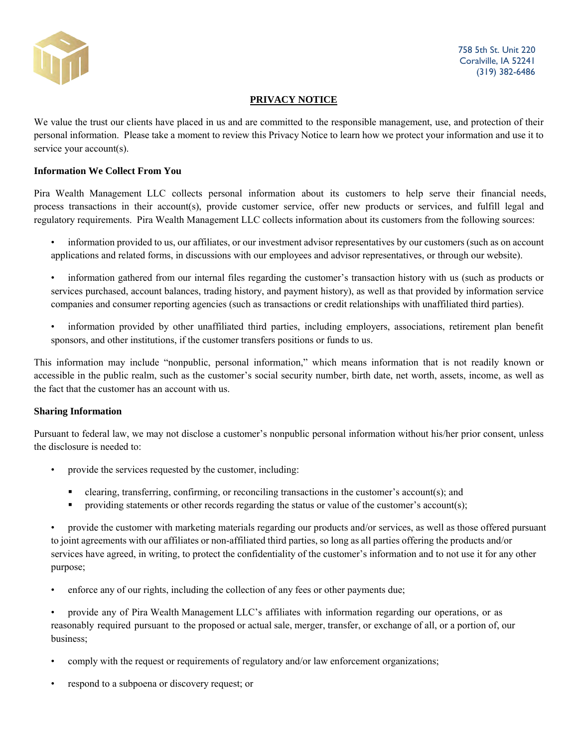758 5th St. Unit 220
Coralville, IA 52241
(319) 382-6486

# PRIVACY NOTICE

We value the trust our clients have placed in us and are committed to the responsible management, use, and protection of their personal information. Please take a moment to review this Privacy Notice to learn how we protect your information and use it to service your account(s).

**Information We Collect From You**

Pira Wealth Management LLC collects personal information about its customers to help serve their financial needs, process transactions in their account(s), provide customer service, offer new products or services, and fulfill legal and regulatory requirements. Pira Wealth Management LLC collects information about its customers from the following sources:

- information provided to us, our affiliates, or our investment advisor representatives by our customers (such as on account applications and related forms, in discussions with our employees and advisor representatives, or through our website).
- information gathered from our internal files regarding the customer's transaction history with us (such as products or services purchased, account balances, trading history, and payment history), as well as that provided by information service companies and consumer reporting agencies (such as transactions or credit relationships with unaffiliated third parties).
- information provided by other unaffiliated third parties, including employers, associations, retirement plan benefit sponsors, and other institutions, if the customer transfers positions or funds to us.

This information may include "nonpublic, personal information," which means information that is not readily known or accessible in the public realm, such as the customer's social security number, birth date, net worth, assets, income, as well as the fact that the customer has an account with us.

**Sharing Information**

Pursuant to federal law, we may not disclose a customer's nonpublic personal information without his/her prior consent, unless the disclosure is needed to:

- provide the services requested by the customer, including:
  - clearing, transferring, confirming, or reconciling transactions in the customer's account(s); and
  - providing statements or other records regarding the status or value of the customer's account(s);
- provide the customer with marketing materials regarding our products and/or services, as well as those offered pursuant to joint agreements with our affiliates or non-affiliated third parties, so long as all parties offering the products and/or services have agreed, in writing, to protect the confidentiality of the customer's information and to not use it for any other purpose;
- enforce any of our rights, including the collection of any fees or other payments due;
- provide any of Pira Wealth Management LLC's affiliates with information regarding our operations, or as reasonably required pursuant to the proposed or actual sale, merger, transfer, or exchange of all, or a portion of, our business;
- comply with the request or requirements of regulatory and/or law enforcement organizations;
- respond to a subpoena or discovery request; or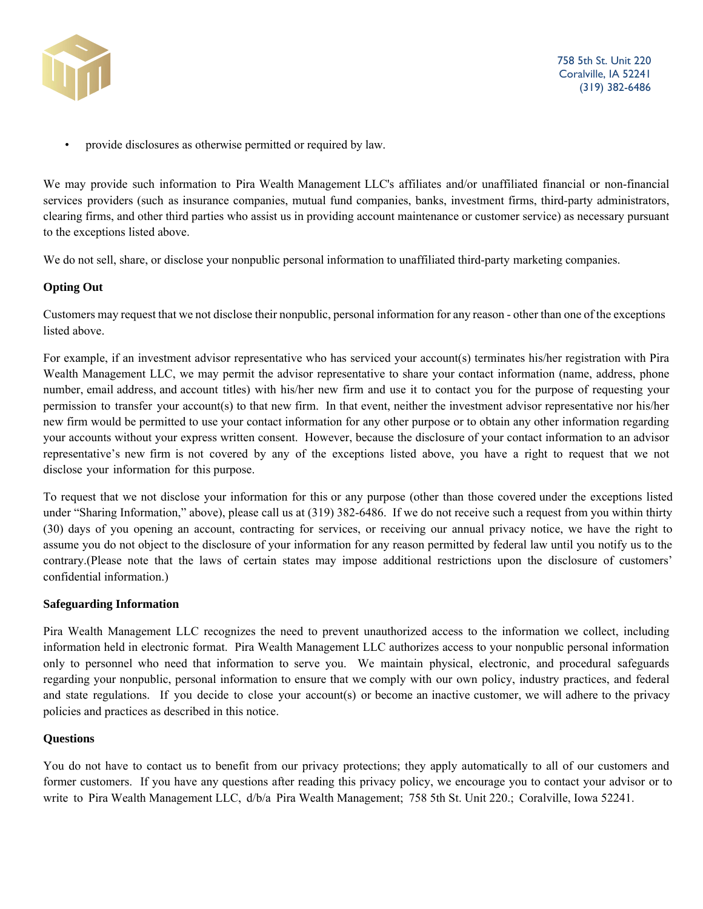- provide disclosures as otherwise permitted or required by law.

We may provide such information to Pira Wealth Management LLC's affiliates and/or unaffiliated financial or non-financial services providers (such as insurance companies, mutual fund companies, banks, investment firms, third-party administrators, clearing firms, and other third parties who assist us in providing account maintenance or customer service) as necessary pursuant to the exceptions listed above.

We do not sell, share, or disclose your nonpublic personal information to unaffiliated third-party marketing companies.

**Opting Out**

Customers may request that we not disclose their nonpublic, personal information for any reason - other than one of the exceptions listed above.

For example, if an investment advisor representative who has serviced your account(s) terminates his/her registration with Pira Wealth Management LLC, we may permit the advisor representative to share your contact information (name, address, phone number, email address, and account titles) with his/her new firm and use it to contact you for the purpose of requesting your permission to transfer your account(s) to that new firm. In that event, neither the investment advisor representative nor his/her new firm would be permitted to use your contact information for any other purpose or to obtain any other information regarding your accounts without your express written consent. However, because the disclosure of your contact information to an advisor representative's new firm is not covered by any of the exceptions listed above, you have a right to request that we not disclose your information for this purpose.

To request that we not disclose your information for this or any purpose (other than those covered under the exceptions listed under "Sharing Information," above), please call us at (319) 382-6486. If we do not receive such a request from you within thirty (30) days of you opening an account, contracting for services, or receiving our annual privacy notice, we have the right to assume you do not object to the disclosure of your information for any reason permitted by federal law until you notify us to the contrary.(Please note that the laws of certain states may impose additional restrictions upon the disclosure of customers' confidential information.)

**Safeguarding Information**

Pira Wealth Management LLC recognizes the need to prevent unauthorized access to the information we collect, including information held in electronic format. Pira Wealth Management LLC authorizes access to your nonpublic personal information only to personnel who need that information to serve you. We maintain physical, electronic, and procedural safeguards regarding your nonpublic, personal information to ensure that we comply with our own policy, industry practices, and federal and state regulations. If you decide to close your account(s) or become an inactive customer, we will adhere to the privacy policies and practices as described in this notice.

**Questions**

You do not have to contact us to benefit from our privacy protections; they apply automatically to all of our customers and former customers. If you have any questions after reading this privacy policy, we encourage you to contact your advisor or to write to Pira Wealth Management LLC, d/b/a Pira Wealth Management; 758 5th St. Unit 220.; Coralville, Iowa 52241.